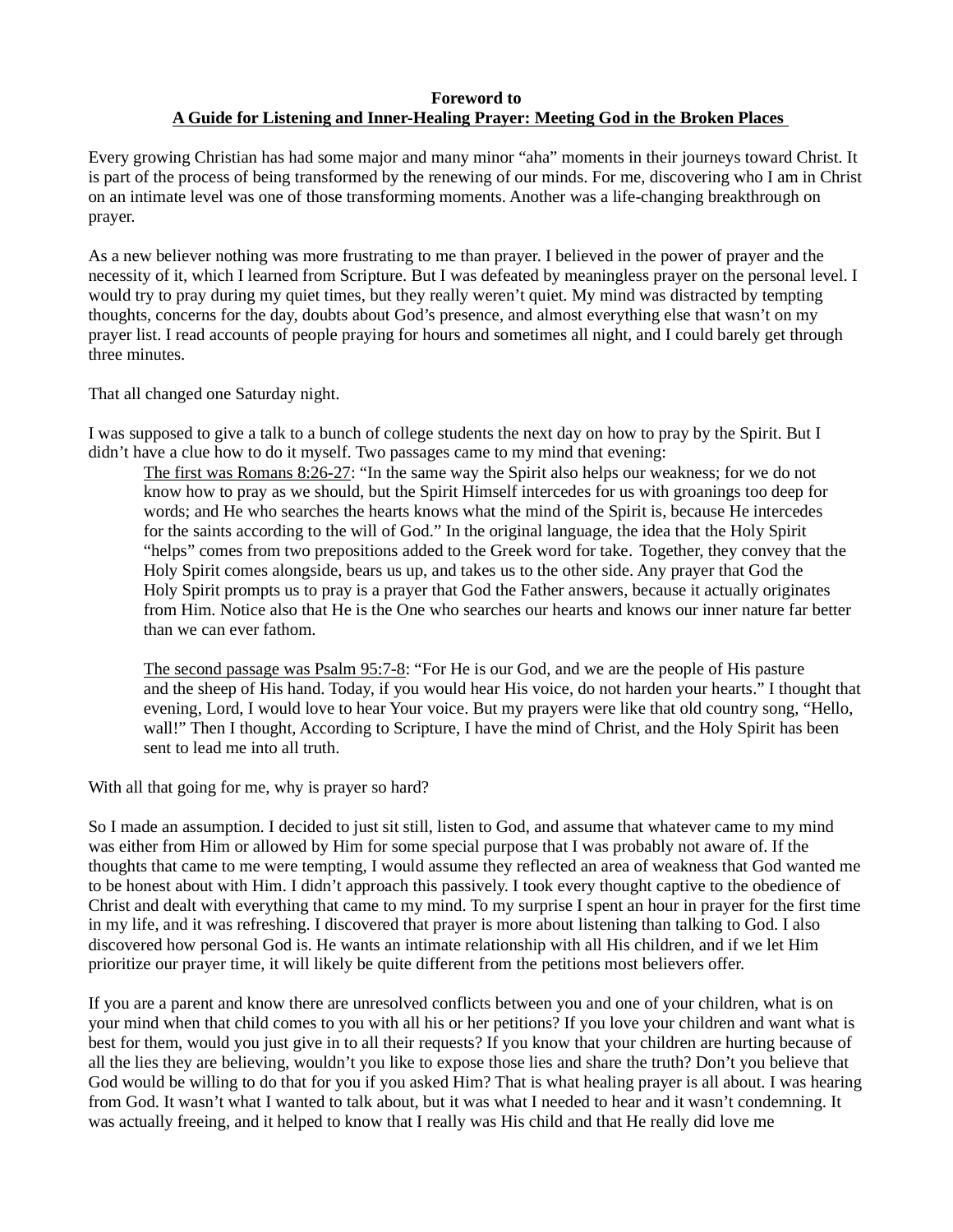**Foreword to**

**A Guide for Listening and Inner-Healing Prayer: Meeting God in the Broken Places**

Every growing Christian has had some major and many minor "aha" moments in their journeys toward Christ. It is part of the process of being transformed by the renewing of our minds. For me, discovering who I am in Christ on an intimate level was one of those transforming moments. Another was a life-changing breakthrough on prayer.

As a new believer nothing was more frustrating to me than prayer. I believed in the power of prayer and the necessity of it, which I learned from Scripture. But I was defeated by meaningless prayer on the personal level. I would try to pray during my quiet times, but they really weren't quiet. My mind was distracted by tempting thoughts, concerns for the day, doubts about God's presence, and almost everything else that wasn't on my prayer list. I read accounts of people praying for hours and sometimes all night, and I could barely get through three minutes.

That all changed one Saturday night.

I was supposed to give a talk to a bunch of college students the next day on how to pray by the Spirit. But I didn't have a clue how to do it myself. Two passages came to my mind that evening:

> The first was Romans 8:26-27: "In the same way the Spirit also helps our weakness; for we do not know how to pray as we should, but the Spirit Himself intercedes for us with groanings too deep for words; and He who searches the hearts knows what the mind of the Spirit is, because He intercedes for the saints according to the will of God." In the original language, the idea that the Holy Spirit "helps" comes from two prepositions added to the Greek word for take. Together, they convey that the Holy Spirit comes alongside, bears us up, and takes us to the other side. Any prayer that God the Holy Spirit prompts us to pray is a prayer that God the Father answers, because it actually originates from Him. Notice also that He is the One who searches our hearts and knows our inner nature far better than we can ever fathom.
>
> The second passage was Psalm 95:7-8: "For He is our God, and we are the people of His pasture and the sheep of His hand. Today, if you would hear His voice, do not harden your hearts." I thought that evening, Lord, I would love to hear Your voice. But my prayers were like that old country song, "Hello, wall!" Then I thought, According to Scripture, I have the mind of Christ, and the Holy Spirit has been sent to lead me into all truth.

With all that going for me, why is prayer so hard?

So I made an assumption. I decided to just sit still, listen to God, and assume that whatever came to my mind was either from Him or allowed by Him for some special purpose that I was probably not aware of. If the thoughts that came to me were tempting, I would assume they reflected an area of weakness that God wanted me to be honest about with Him. I didn't approach this passively. I took every thought captive to the obedience of Christ and dealt with everything that came to my mind. To my surprise I spent an hour in prayer for the first time in my life, and it was refreshing. I discovered that prayer is more about listening than talking to God. I also discovered how personal God is. He wants an intimate relationship with all His children, and if we let Him prioritize our prayer time, it will likely be quite different from the petitions most believers offer.

If you are a parent and know there are unresolved conflicts between you and one of your children, what is on your mind when that child comes to you with all his or her petitions? If you love your children and want what is best for them, would you just give in to all their requests? If you know that your children are hurting because of all the lies they are believing, wouldn't you like to expose those lies and share the truth? Don't you believe that God would be willing to do that for you if you asked Him? That is what healing prayer is all about. I was hearing from God. It wasn't what I wanted to talk about, but it was what I needed to hear and it wasn't condemning. It was actually freeing, and it helped to know that I really was His child and that He really did love me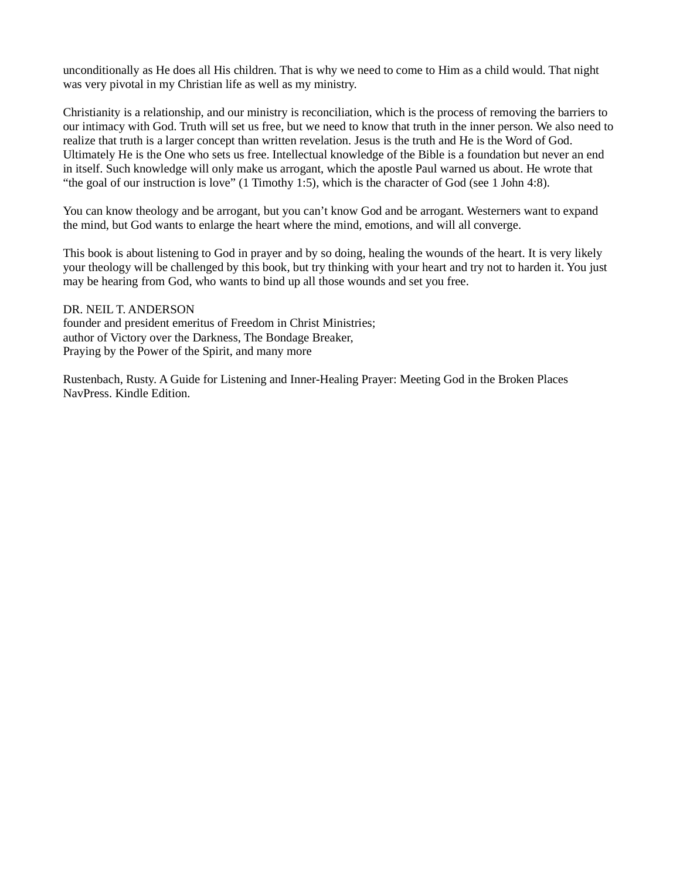unconditionally as He does all His children. That is why we need to come to Him as a child would. That night was very pivotal in my Christian life as well as my ministry.

Christianity is a relationship, and our ministry is reconciliation, which is the process of removing the barriers to our intimacy with God. Truth will set us free, but we need to know that truth in the inner person. We also need to realize that truth is a larger concept than written revelation. Jesus is the truth and He is the Word of God. Ultimately He is the One who sets us free. Intellectual knowledge of the Bible is a foundation but never an end in itself. Such knowledge will only make us arrogant, which the apostle Paul warned us about. He wrote that "the goal of our instruction is love" (1 Timothy 1:5), which is the character of God (see 1 John 4:8).

You can know theology and be arrogant, but you can't know God and be arrogant. Westerners want to expand the mind, but God wants to enlarge the heart where the mind, emotions, and will all converge.

This book is about listening to God in prayer and by so doing, healing the wounds of the heart. It is very likely your theology will be challenged by this book, but try thinking with your heart and try not to harden it. You just may be hearing from God, who wants to bind up all those wounds and set you free.

DR. NEIL T. ANDERSON
founder and president emeritus of Freedom in Christ Ministries;
author of Victory over the Darkness, The Bondage Breaker,
Praying by the Power of the Spirit, and many more

Rustenbach, Rusty. A Guide for Listening and Inner-Healing Prayer: Meeting God in the Broken Places
NavPress. Kindle Edition.